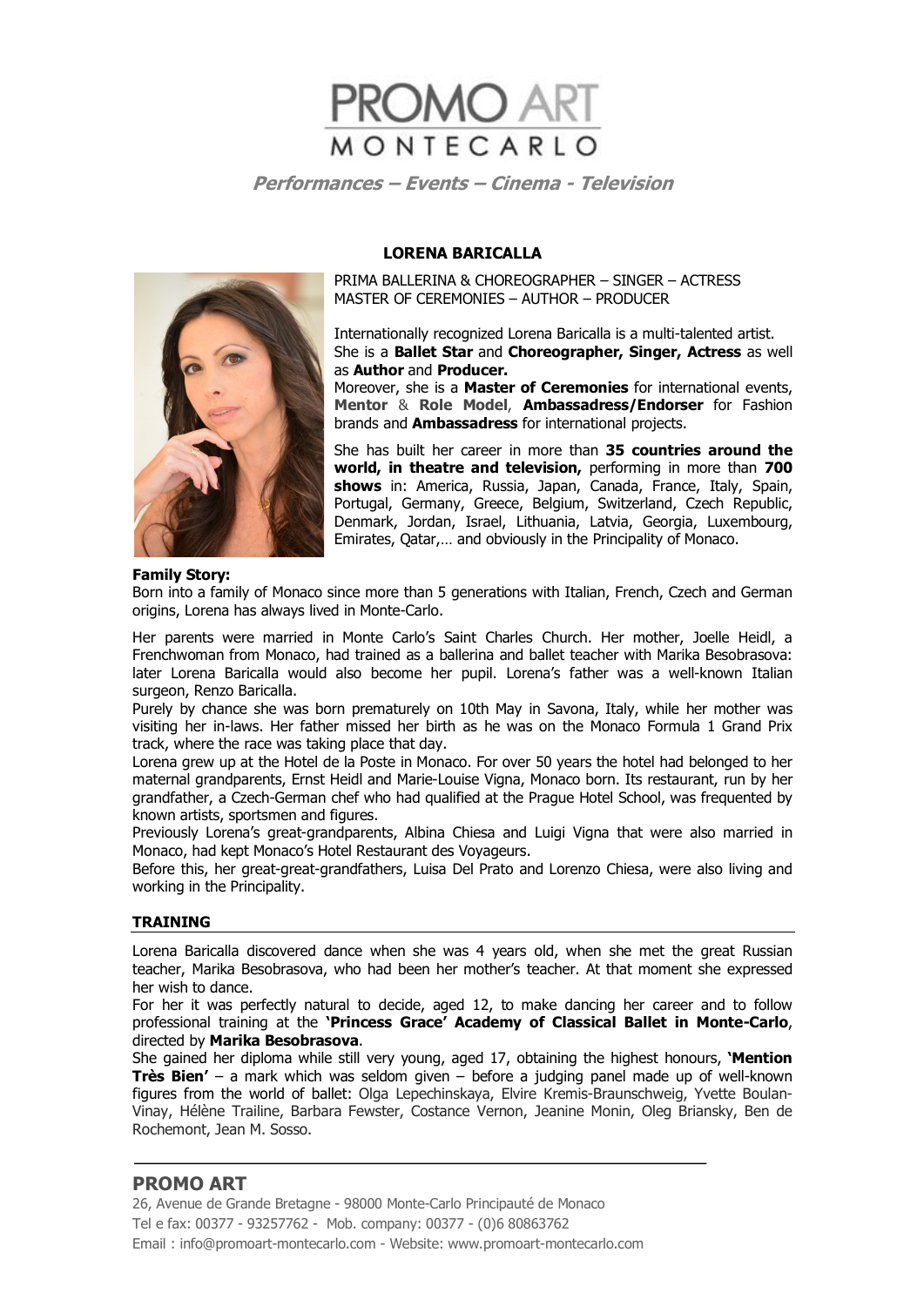# PROMO ART
## MONTECARLO

***Performances – Events – Cinema - Television***

**LORENA BARICALLA**

PRIMA BALLERINA & CHOREOGRAPHER – SINGER – ACTRESS
MASTER OF CEREMONIES – AUTHOR – PRODUCER

Internationally recognized Lorena Baricalla is a multi-talented artist. She is a **Ballet Star** and **Choreographer, Singer, Actress** as well as **Author** and **Producer.**
Moreover, she is a **Master of Ceremonies** for international events, **Mentor** & **Role Model**, **Ambassadress/Endorser** for Fashion brands and **Ambassadress** for international projects.

She has built her career in more than **35 countries around the world, in theatre and television,** performing in more than **700 shows** in: America, Russia, Japan, Canada, France, Italy, Spain, Portugal, Germany, Greece, Belgium, Switzerland, Czech Republic, Denmark, Jordan, Israel, Lithuania, Latvia, Georgia, Luxembourg, Emirates, Qatar,… and obviously in the Principality of Monaco.

**Family Story:**
Born into a family of Monaco since more than 5 generations with Italian, French, Czech and German origins, Lorena has always lived in Monte-Carlo.

Her parents were married in Monte Carlo's Saint Charles Church. Her mother, Joelle Heidl, a Frenchwoman from Monaco, had trained as a ballerina and ballet teacher with Marika Besobrasova: later Lorena Baricalla would also become her pupil. Lorena's father was a well-known Italian surgeon, Renzo Baricalla.
Purely by chance she was born prematurely on 10th May in Savona, Italy, while her mother was visiting her in-laws. Her father missed her birth as he was on the Monaco Formula 1 Grand Prix track, where the race was taking place that day.
Lorena grew up at the Hotel de la Poste in Monaco. For over 50 years the hotel had belonged to her maternal grandparents, Ernst Heidl and Marie-Louise Vigna, Monaco born. Its restaurant, run by her grandfather, a Czech-German chef who had qualified at the Prague Hotel School, was frequented by known artists, sportsmen and figures.
Previously Lorena's great-grandparents, Albina Chiesa and Luigi Vigna that were also married in Monaco, had kept Monaco's Hotel Restaurant des Voyageurs.
Before this, her great-great-grandfathers, Luisa Del Prato and Lorenzo Chiesa, were also living and working in the Principality.

## TRAINING

Lorena Baricalla discovered dance when she was 4 years old, when she met the great Russian teacher, Marika Besobrasova, who had been her mother's teacher. At that moment she expressed her wish to dance.
For her it was perfectly natural to decide, aged 12, to make dancing her career and to follow professional training at the **'Princess Grace' Academy of Classical Ballet in Monte-Carlo**, directed by **Marika Besobrasova**.
She gained her diploma while still very young, aged 17, obtaining the highest honours, **'Mention Très Bien'** – a mark which was seldom given – before a judging panel made up of well-known figures from the world of ballet: Olga Lepechinskaya, Elvire Kremis-Braunschweig, Yvette Boulan-Vinay, Hélène Traline, Barbara Fewster, Costance Vernon, Jeanine Monin, Oleg Briansky, Ben de Rochemont, Jean M. Sosso.

**PROMO ART**
26, Avenue de Grande Bretagne - 98000 Monte-Carlo Principauté de Monaco
Tel e fax: 00377 - 93257762 - Mob. company: 00377 - (0)6 80863762
Email : info@promoart-montecarlo.com - Website: www.promoart-montecarlo.com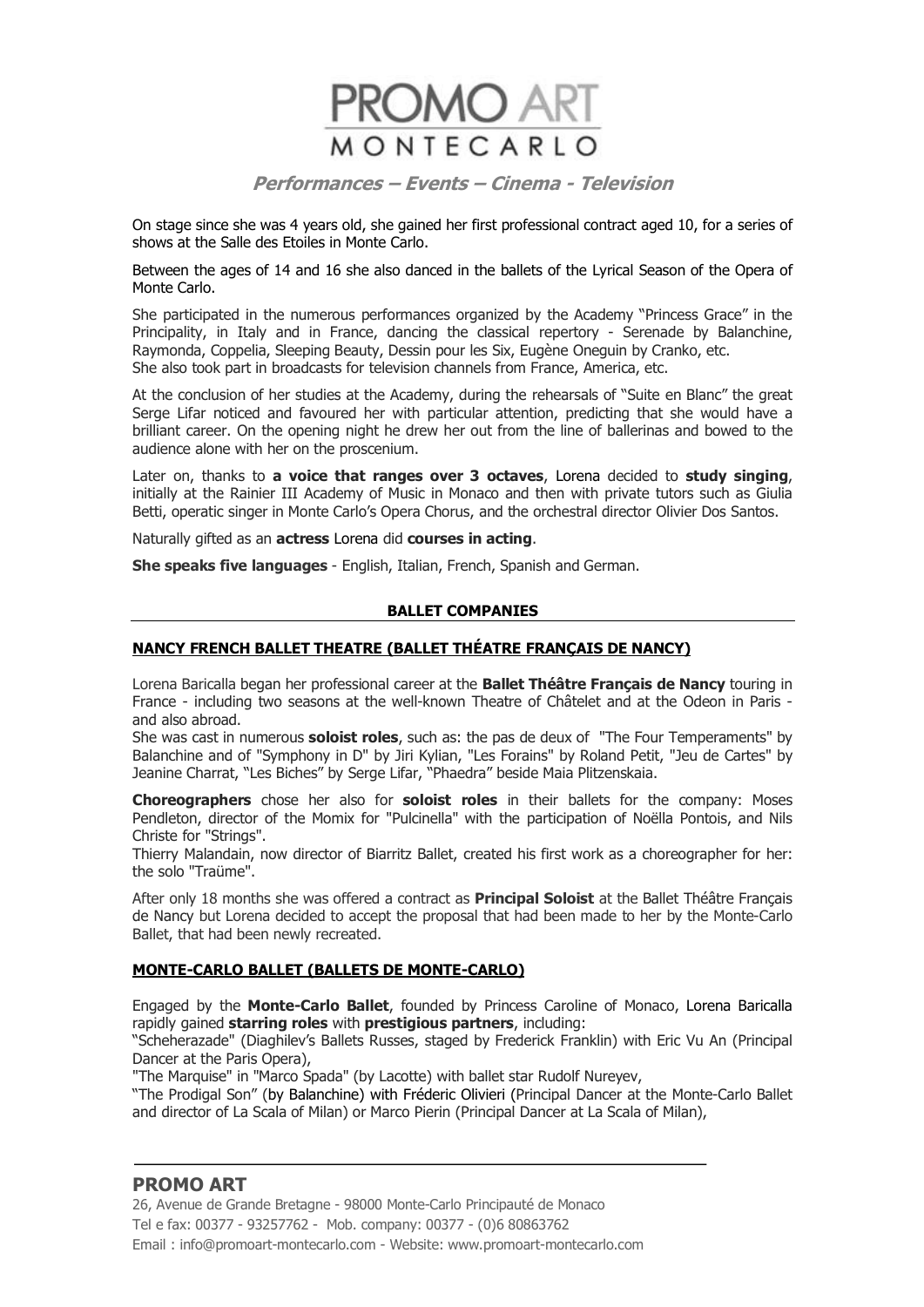On stage since she was 4 years old, she gained her first professional contract aged 10, for a series of shows at the Salle des Etoiles in Monte Carlo.

Between the ages of 14 and 16 she also danced in the ballets of the Lyrical Season of the Opera of Monte Carlo.

She participated in the numerous performances organized by the Academy "Princess Grace" in the Principality, in Italy and in France, dancing the classical repertory - Serenade by Balanchine, Raymonda, Coppelia, Sleeping Beauty, Dessin pour les Six, Eugène Oneguin by Cranko, etc.
She also took part in broadcasts for television channels from France, America, etc.

At the conclusion of her studies at the Academy, during the rehearsals of "Suite en Blanc" the great Serge Lifar noticed and favoured her with particular attention, predicting that she would have a brilliant career. On the opening night he drew her out from the line of ballerinas and bowed to the audience alone with her on the proscenium.

Later on, thanks to **a voice that ranges over 3 octaves**, Lorena decided to **study singing**, initially at the Rainier III Academy of Music in Monaco and then with private tutors such as Giulia Betti, operatic singer in Monte Carlo's Opera Chorus, and the orchestral director Olivier Dos Santos.

Naturally gifted as an **actress** Lorena did **courses in acting**.

**She speaks five languages** - English, Italian, French, Spanish and German.

## BALLET COMPANIES

### NANCY FRENCH BALLET THEATRE (BALLET THÉATRE FRANÇAIS DE NANCY)

Lorena Baricalla began her professional career at the **Ballet Théâtre Français de Nancy** touring in France - including two seasons at the well-known Theatre of Châtelet and at the Odeon in Paris - and also abroad.
She was cast in numerous **soloist roles**, such as: the pas de deux of "The Four Temperaments" by Balanchine and of "Symphony in D" by Jiri Kylian, "Les Forains" by Roland Petit, "Jeu de Cartes" by Jeanine Charrat, "Les Biches" by Serge Lifar, "Phaedra" beside Maia Plitzenskaia.

**Choreographers** chose her also for **soloist roles** in their ballets for the company: Moses Pendleton, director of the Momix for "Pulcinella" with the participation of Noëlla Pontois, and Nils Christe for "Strings".
Thierry Malandain, now director of Biarritz Ballet, created his first work as a choreographer for her: the solo "Traüme".

After only 18 months she was offered a contract as **Principal Soloist** at the Ballet Théâtre Français de Nancy but Lorena decided to accept the proposal that had been made to her by the Monte-Carlo Ballet, that had been newly recreated.

### MONTE-CARLO BALLET (BALLETS DE MONTE-CARLO)

Engaged by the **Monte-Carlo Ballet**, founded by Princess Caroline of Monaco, Lorena Baricalla rapidly gained **starring roles** with **prestigious partners**, including:
"Scheherazade" (Diaghilev's Ballets Russes, staged by Frederick Franklin) with Eric Vu An (Principal Dancer at the Paris Opera),
"The Marquise" in "Marco Spada" (by Lacotte) with ballet star Rudolf Nureyev,
"The Prodigal Son" (by Balanchine) with Fréderic Olivieri (Principal Dancer at the Monte-Carlo Ballet and director of La Scala of Milan) or Marco Pierin (Principal Dancer at La Scala of Milan),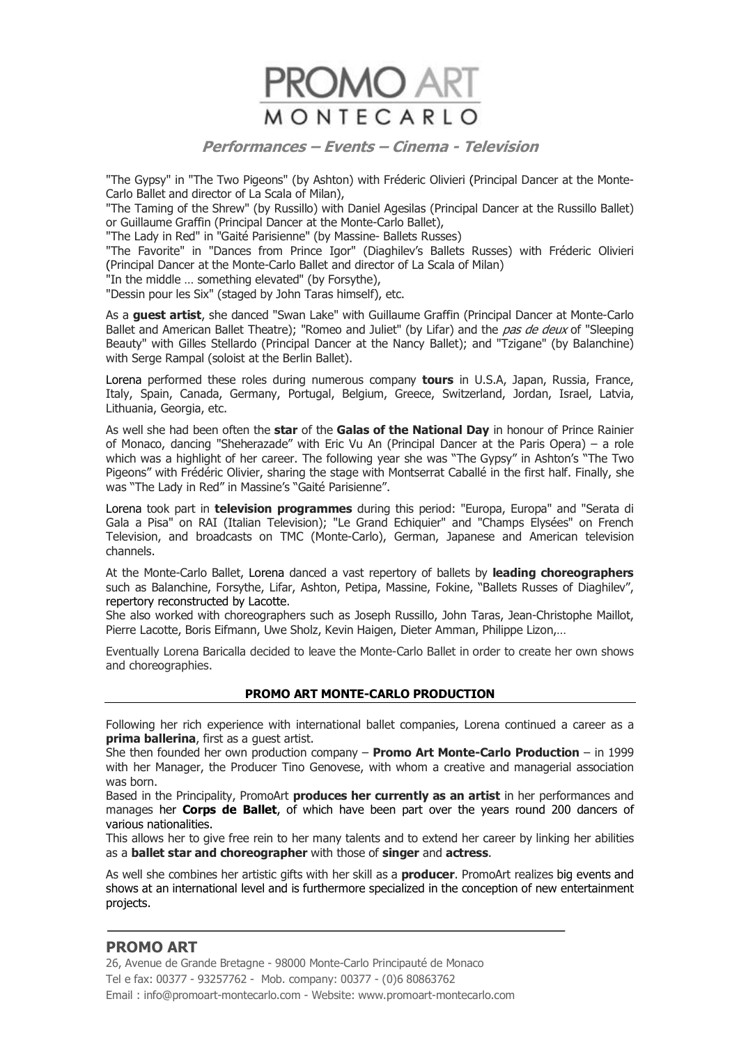"The Gypsy" in "The Two Pigeons" (by Ashton) with Fréderic Olivieri (Principal Dancer at the Monte-Carlo Ballet and director of La Scala of Milan),
"The Taming of the Shrew" (by Russillo) with Daniel Agesilas (Principal Dancer at the Russillo Ballet) or Guillaume Graffin (Principal Dancer at the Monte-Carlo Ballet),
"The Lady in Red" in "Gaité Parisienne" (by Massine- Ballets Russes)
"The Favorite" in "Dances from Prince Igor" (Diaghilev's Ballets Russes) with Fréderic Olivieri (Principal Dancer at the Monte-Carlo Ballet and director of La Scala of Milan)
"In the middle … something elevated" (by Forsythe),
"Dessin pour les Six" (staged by John Taras himself), etc.

As a **guest artist**, she danced "Swan Lake" with Guillaume Graffin (Principal Dancer at Monte-Carlo Ballet and American Ballet Theatre); "Romeo and Juliet" (by Lifar) and the *pas de deux* of "Sleeping Beauty" with Gilles Stellardo (Principal Dancer at the Nancy Ballet); and "Tzigane" (by Balanchine) with Serge Rampal (soloist at the Berlin Ballet).

Lorena performed these roles during numerous company **tours** in U.S.A, Japan, Russia, France, Italy, Spain, Canada, Germany, Portugal, Belgium, Greece, Switzerland, Jordan, Israel, Latvia, Lithuania, Georgia, etc.

As well she had been often the **star** of the **Galas of the National Day** in honour of Prince Rainier of Monaco, dancing "Sheherazade" with Eric Vu An (Principal Dancer at the Paris Opera) – a role which was a highlight of her career. The following year she was "The Gypsy" in Ashton's "The Two Pigeons" with Frédéric Olivier, sharing the stage with Montserrat Caballé in the first half. Finally, she was "The Lady in Red" in Massine's "Gaité Parisienne".

Lorena took part in **television programmes** during this period: "Europa, Europa" and "Serata di Gala a Pisa" on RAI (Italian Television); "Le Grand Echiquier" and "Champs Elysées" on French Television, and broadcasts on TMC (Monte-Carlo), German, Japanese and American television channels.

At the Monte-Carlo Ballet, Lorena danced a vast repertory of ballets by **leading choreographers** such as Balanchine, Forsythe, Lifar, Ashton, Petipa, Massine, Fokine, "Ballets Russes of Diaghilev", repertory reconstructed by Lacotte.
She also worked with choreographers such as Joseph Russillo, John Taras, Jean-Christophe Maillot, Pierre Lacotte, Boris Eifmann, Uwe Sholz, Kevin Haigen, Dieter Amman, Philippe Lizon,…

Eventually Lorena Baricalla decided to leave the Monte-Carlo Ballet in order to create her own shows and choreographies.

## PROMO ART MONTE-CARLO PRODUCTION

Following her rich experience with international ballet companies, Lorena continued a career as a **prima ballerina**, first as a guest artist.
She then founded her own production company – **Promo Art Monte-Carlo Production** – in 1999 with her Manager, the Producer Tino Genovese, with whom a creative and managerial association was born.
Based in the Principality, PromoArt **produces her currently as an artist** in her performances and manages her **Corps de Ballet**, of which have been part over the years round 200 dancers of various nationalities.
This allows her to give free rein to her many talents and to extend her career by linking her abilities as a **ballet star and choreographer** with those of **singer** and **actress**.

As well she combines her artistic gifts with her skill as a **producer**. PromoArt realizes big events and shows at an international level and is furthermore specialized in the conception of new entertainment projects.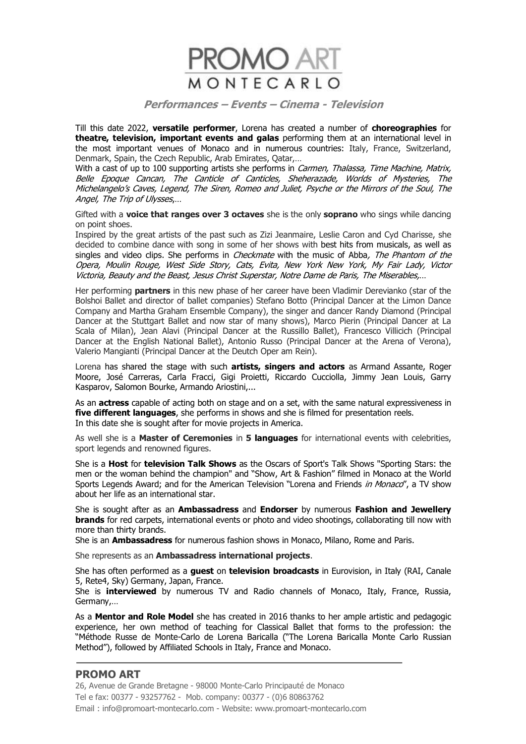# PROMO ART
## MONTECARLO

***Performances – Events – Cinema - Television***

Till this date 2022, **versatile performer**, Lorena has created a number of **choreographies** for **theatre, television, important events and galas** performing them at an international level in the most important venues of Monaco and in numerous countries: Italy, France, Switzerland, Denmark, Spain, the Czech Republic, Arab Emirates, Qatar,…

With a cast of up to 100 supporting artists she performs in *Carmen, Thalassa, Time Machine, Matrix, Belle Epoque Cancan, The Canticle of Canticles, Sheherazade, Worlds of Mysteries, The Michelangelo's Caves, Legend, The Siren, Romeo and Juliet, Psyche or the Mirrors of the Soul, The Angel, The Trip of Ulysses*,…

Gifted with a **voice that ranges over 3 octaves** she is the only **soprano** who sings while dancing on point shoes.

Inspired by the great artists of the past such as Zizi Jeanmaire, Leslie Caron and Cyd Charisse, she decided to combine dance with song in some of her shows with best hits from musicals, as well as singles and video clips. She performs in *Checkmate* with the music of Abba*, The Phantom of the Opera, Moulin Rouge, West Side Story, Cats, Evita, New York New York, My Fair Lady, Victor Victoria, Beauty and the Beast, Jesus Christ Superstar, Notre Dame de Paris, The Miserables*,…

Her performing **partners** in this new phase of her career have been Vladimir Derevianko (star of the Bolshoi Ballet and director of ballet companies) Stefano Botto (Principal Dancer at the Limon Dance Company and Martha Graham Ensemble Company), the singer and dancer Randy Diamond (Principal Dancer at the Stuttgart Ballet and now star of many shows), Marco Pierin (Principal Dancer at La Scala of Milan), Jean Alavi (Principal Dancer at the Russillo Ballet), Francesco Villicich (Principal Dancer at the English National Ballet), Antonio Russo (Principal Dancer at the Arena of Verona), Valerio Mangianti (Principal Dancer at the Deutch Oper am Rein).

Lorena has shared the stage with such **artists, singers and actors** as Armand Assante, Roger Moore, José Carreras, Carla Fracci, Gigi Proietti, Riccardo Cucciolla, Jimmy Jean Louis, Garry Kasparov, Salomon Bourke, Armando Ariostini,...

As an **actress** capable of acting both on stage and on a set, with the same natural expressiveness in **five different languages**, she performs in shows and she is filmed for presentation reels.
In this date she is sought after for movie projects in America.

As well she is a **Master of Ceremonies** in **5 languages** for international events with celebrities, sport legends and renowned figures.

She is a **Host** for **television Talk Shows** as the Oscars of Sport's Talk Shows "Sporting Stars: the men or the woman behind the champion" and "Show, Art & Fashion" filmed in Monaco at the World Sports Legends Award; and for the American Television "Lorena and Friends *in Monaco*", a TV show about her life as an international star.

She is sought after as an **Ambassadress** and **Endorser** by numerous **Fashion and Jewellery brands** for red carpets, international events or photo and video shootings, collaborating till now with more than thirty brands.
She is an **Ambassadress** for numerous fashion shows in Monaco, Milano, Rome and Paris.

She represents as an **Ambassadress international projects**.

She has often performed as a **guest** on **television broadcasts** in Eurovision, in Italy (RAI, Canale 5, Rete4, Sky) Germany, Japan, France.
She is **interviewed** by numerous TV and Radio channels of Monaco, Italy, France, Russia, Germany,…

As a **Mentor and Role Model** she has created in 2016 thanks to her ample artistic and pedagogic experience, her own method of teaching for Classical Ballet that forms to the profession: the "Méthode Russe de Monte-Carlo de Lorena Baricalla ("The Lorena Baricalla Monte Carlo Russian Method"), followed by Affiliated Schools in Italy, France and Monaco.

---

**PROMO ART**
26, Avenue de Grande Bretagne - 98000 Monte-Carlo Principauté de Monaco
Tel e fax: 00377 - 93257762 - Mob. company: 00377 - (0)6 80863762
Email : info@promoart-montecarlo.com - Website: www.promoart-montecarlo.com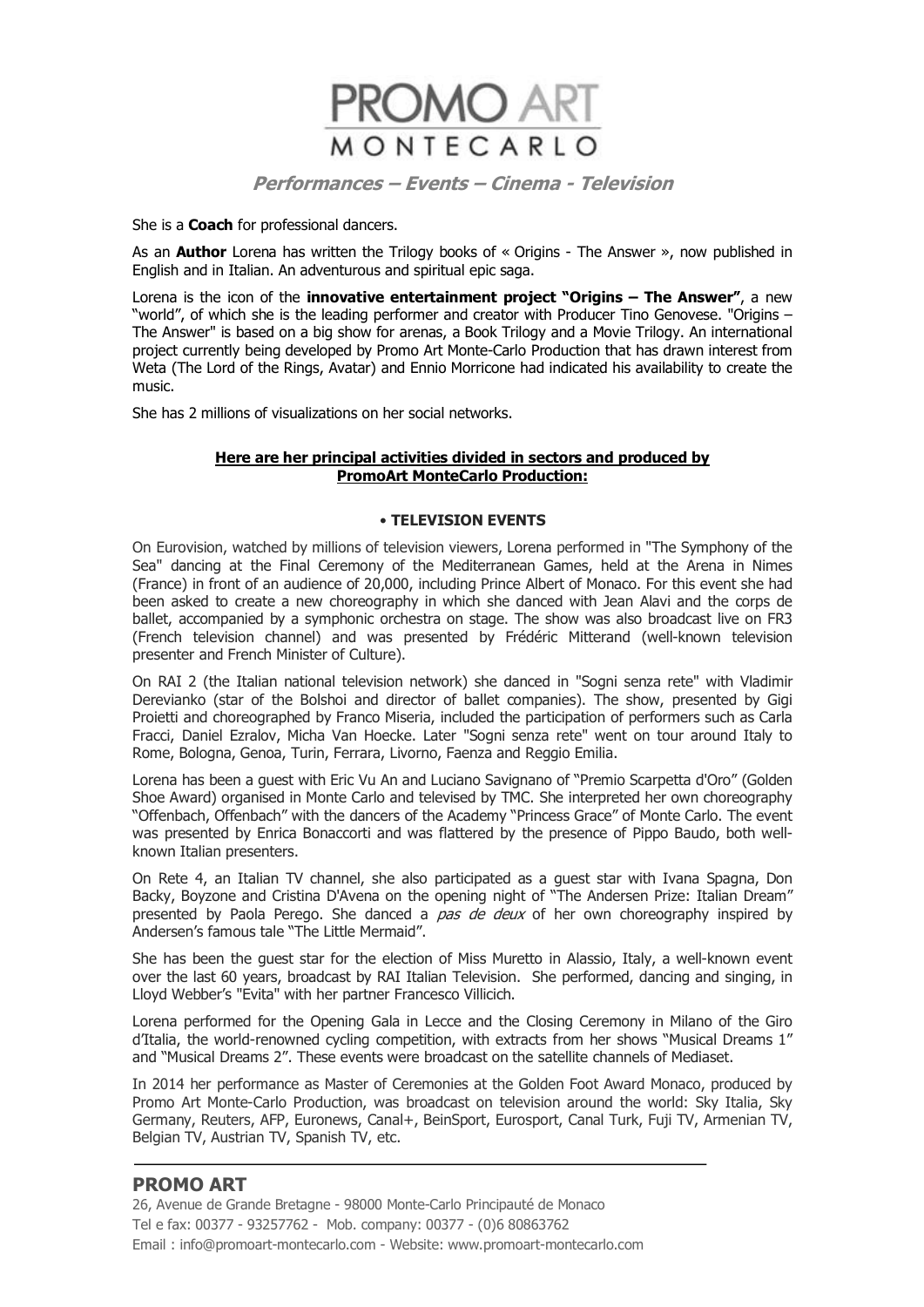She is a **Coach** for professional dancers.

As an **Author** Lorena has written the Trilogy books of « Origins - The Answer », now published in English and in Italian. An adventurous and spiritual epic saga.

Lorena is the icon of the **innovative entertainment project "Origins – The Answer"**, a new "world", of which she is the leading performer and creator with Producer Tino Genovese. "Origins – The Answer" is based on a big show for arenas, a Book Trilogy and a Movie Trilogy. An international project currently being developed by Promo Art Monte-Carlo Production that has drawn interest from Weta (The Lord of the Rings, Avatar) and Ennio Morricone had indicated his availability to create the music.

She has 2 millions of visualizations on her social networks.

**Here are her principal activities divided in sectors and produced by PromoArt MonteCarlo Production:**

**• TELEVISION EVENTS**

On Eurovision, watched by millions of television viewers, Lorena performed in "The Symphony of the Sea" dancing at the Final Ceremony of the Mediterranean Games, held at the Arena in Nimes (France) in front of an audience of 20,000, including Prince Albert of Monaco. For this event she had been asked to create a new choreography in which she danced with Jean Alavi and the corps de ballet, accompanied by a symphonic orchestra on stage. The show was also broadcast live on FR3 (French television channel) and was presented by Frédéric Mitterand (well-known television presenter and French Minister of Culture).

On RAI 2 (the Italian national television network) she danced in "Sogni senza rete" with Vladimir Derevianko (star of the Bolshoi and director of ballet companies). The show, presented by Gigi Proietti and choreographed by Franco Miseria, included the participation of performers such as Carla Fracci, Daniel Ezralov, Micha Van Hoecke. Later "Sogni senza rete" went on tour around Italy to Rome, Bologna, Genoa, Turin, Ferrara, Livorno, Faenza and Reggio Emilia.

Lorena has been a guest with Eric Vu An and Luciano Savignano of "Premio Scarpetta d'Oro" (Golden Shoe Award) organised in Monte Carlo and televised by TMC. She interpreted her own choreography "Offenbach, Offenbach" with the dancers of the Academy "Princess Grace" of Monte Carlo. The event was presented by Enrica Bonaccorti and was flattered by the presence of Pippo Baudo, both well-known Italian presenters.

On Rete 4, an Italian TV channel, she also participated as a guest star with Ivana Spagna, Don Backy, Boyzone and Cristina D'Avena on the opening night of "The Andersen Prize: Italian Dream" presented by Paola Perego. She danced a *pas de deux* of her own choreography inspired by Andersen's famous tale "The Little Mermaid".

She has been the guest star for the election of Miss Muretto in Alassio, Italy, a well-known event over the last 60 years, broadcast by RAI Italian Television. She performed, dancing and singing, in Lloyd Webber's "Evita" with her partner Francesco Villicich.

Lorena performed for the Opening Gala in Lecce and the Closing Ceremony in Milano of the Giro d'Italia, the world-renowned cycling competition, with extracts from her shows "Musical Dreams 1" and "Musical Dreams 2". These events were broadcast on the satellite channels of Mediaset.

In 2014 her performance as Master of Ceremonies at the Golden Foot Award Monaco, produced by Promo Art Monte-Carlo Production, was broadcast on television around the world: Sky Italia, Sky Germany, Reuters, AFP, Euronews, Canal+, BeinSport, Eurosport, Canal Turk, Fuji TV, Armenian TV, Belgian TV, Austrian TV, Spanish TV, etc.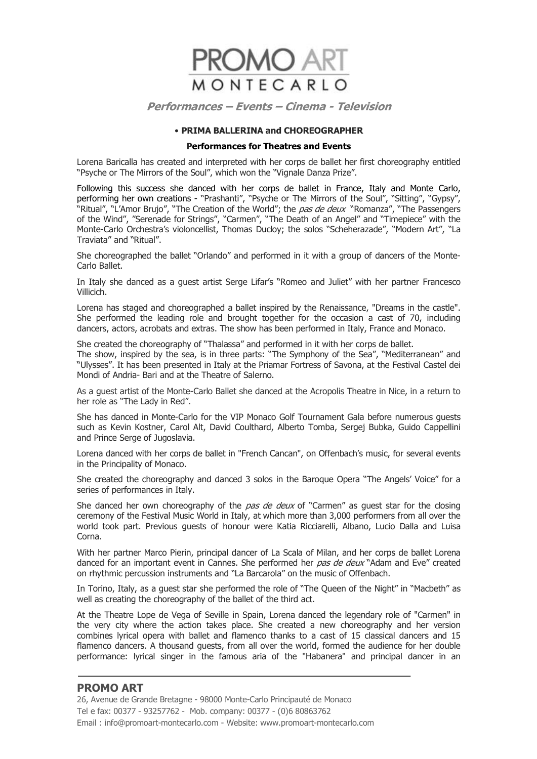# PROMO ART MONTECARLO

***Performances – Events – Cinema - Television***

• **PRIMA BALLERINA and CHOREOGRAPHER**

**Performances for Theatres and Events**

Lorena Baricalla has created and interpreted with her corps de ballet her first choreography entitled "Psyche or The Mirrors of the Soul", which won the "Vignale Danza Prize".

Following this success she danced with her corps de ballet in France, Italy and Monte Carlo, performing her own creations - "Prashanti", "Psyche or The Mirrors of the Soul", "Sitting", "Gypsy", "Ritual", "L'Amor Brujo", "The Creation of the World"; the *pas de deux* "Romanza", "The Passengers of the Wind", "Serenade for Strings", "Carmen", "The Death of an Angel" and "Timepiece" with the Monte-Carlo Orchestra's violoncellist, Thomas Ducloy; the solos "Scheherazade", "Modern Art", "La Traviata" and "Ritual".

She choreographed the ballet "Orlando" and performed in it with a group of dancers of the Monte-Carlo Ballet.

In Italy she danced as a guest artist Serge Lifar's "Romeo and Juliet" with her partner Francesco Villicich.

Lorena has staged and choreographed a ballet inspired by the Renaissance, "Dreams in the castle". She performed the leading role and brought together for the occasion a cast of 70, including dancers, actors, acrobats and extras. The show has been performed in Italy, France and Monaco.

She created the choreography of "Thalassa" and performed in it with her corps de ballet.
The show, inspired by the sea, is in three parts: "The Symphony of the Sea", "Mediterranean" and "Ulysses". It has been presented in Italy at the Priamar Fortress of Savona, at the Festival Castel dei Mondi of Andria- Bari and at the Theatre of Salerno.

As a guest artist of the Monte-Carlo Ballet she danced at the Acropolis Theatre in Nice, in a return to her role as "The Lady in Red".

She has danced in Monte-Carlo for the VIP Monaco Golf Tournament Gala before numerous guests such as Kevin Kostner, Carol Alt, David Coulthard, Alberto Tomba, Sergej Bubka, Guido Cappellini and Prince Serge of Jugoslavia.

Lorena danced with her corps de ballet in "French Cancan", on Offenbach's music, for several events in the Principality of Monaco.

She created the choreography and danced 3 solos in the Baroque Opera "The Angels' Voice" for a series of performances in Italy.

She danced her own choreography of the *pas de deux* of "Carmen" as guest star for the closing ceremony of the Festival Music World in Italy, at which more than 3,000 performers from all over the world took part. Previous guests of honour were Katia Ricciarelli, Albano, Lucio Dalla and Luisa Corna.

With her partner Marco Pierin, principal dancer of La Scala of Milan, and her corps de ballet Lorena danced for an important event in Cannes. She performed her *pas de deux* "Adam and Eve" created on rhythmic percussion instruments and "La Barcarola" on the music of Offenbach.

In Torino, Italy, as a guest star she performed the role of "The Queen of the Night" in "Macbeth" as well as creating the choreography of the ballet of the third act.

At the Theatre Lope de Vega of Seville in Spain, Lorena danced the legendary role of "Carmen" in the very city where the action takes place. She created a new choreography and her version combines lyrical opera with ballet and flamenco thanks to a cast of 15 classical dancers and 15 flamenco dancers. A thousand guests, from all over the world, formed the audience for her double performance: lyrical singer in the famous aria of the "Habanera" and principal dancer in an

**PROMO ART**
26, Avenue de Grande Bretagne - 98000 Monte-Carlo Principauté de Monaco
Tel e fax: 00377 - 93257762 - Mob. company: 00377 - (0)6 80863762
Email : info@promoart-montecarlo.com - Website: www.promoart-montecarlo.com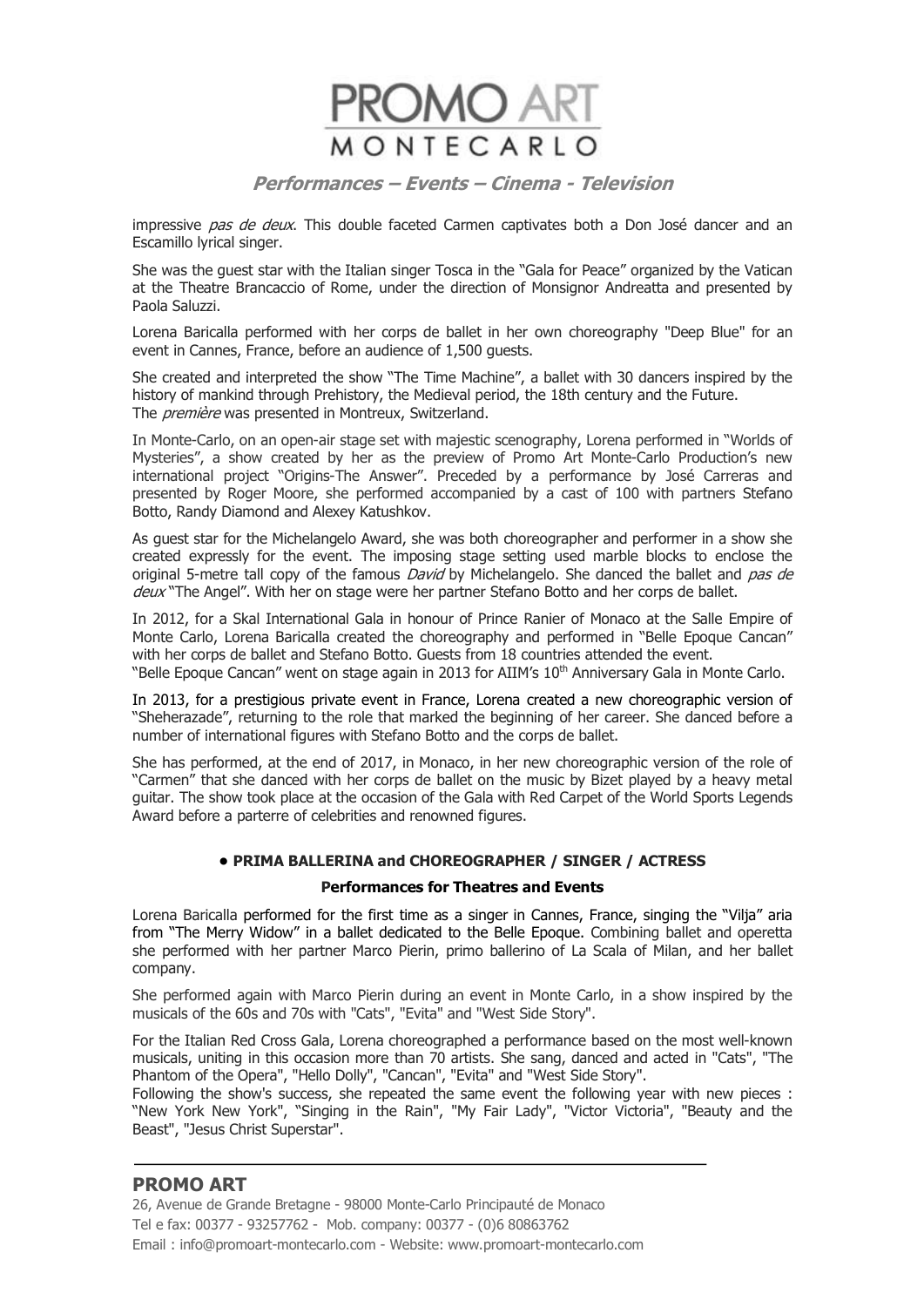impressive *pas de deux*. This double faceted Carmen captivates both a Don José dancer and an Escamillo lyrical singer.

She was the guest star with the Italian singer Tosca in the "Gala for Peace" organized by the Vatican at the Theatre Brancaccio of Rome, under the direction of Monsignor Andreatta and presented by Paola Saluzzi.

Lorena Baricalla performed with her corps de ballet in her own choreography "Deep Blue" for an event in Cannes, France, before an audience of 1,500 guests.

She created and interpreted the show "The Time Machine", a ballet with 30 dancers inspired by the history of mankind through Prehistory, the Medieval period, the 18th century and the Future. The *première* was presented in Montreux, Switzerland.

In Monte-Carlo, on an open-air stage set with majestic scenography, Lorena performed in "Worlds of Mysteries", a show created by her as the preview of Promo Art Monte-Carlo Production's new international project "Origins-The Answer". Preceded by a performance by José Carreras and presented by Roger Moore, she performed accompanied by a cast of 100 with partners Stefano Botto, Randy Diamond and Alexey Katushkov.

As guest star for the Michelangelo Award, she was both choreographer and performer in a show she created expressly for the event. The imposing stage setting used marble blocks to enclose the original 5-metre tall copy of the famous *David* by Michelangelo. She danced the ballet and *pas de deux* "The Angel". With her on stage were her partner Stefano Botto and her corps de ballet.

In 2012, for a Skal International Gala in honour of Prince Ranier of Monaco at the Salle Empire of Monte Carlo, Lorena Baricalla created the choreography and performed in "Belle Epoque Cancan" with her corps de ballet and Stefano Botto. Guests from 18 countries attended the event.
"Belle Epoque Cancan" went on stage again in 2013 for AIIM's 10th Anniversary Gala in Monte Carlo.

In 2013, for a prestigious private event in France, Lorena created a new choreographic version of "Sheherazade", returning to the role that marked the beginning of her career. She danced before a number of international figures with Stefano Botto and the corps de ballet.

She has performed, at the end of 2017, in Monaco, in her new choreographic version of the role of "Carmen" that she danced with her corps de ballet on the music by Bizet played by a heavy metal guitar. The show took place at the occasion of the Gala with Red Carpet of the World Sports Legends Award before a parterre of celebrities and renowned figures.

### • PRIMA BALLERINA and CHOREOGRAPHER / SINGER / ACTRESS

#### Performances for Theatres and Events

Lorena Baricalla performed for the first time as a singer in Cannes, France, singing the "Vilja" aria from "The Merry Widow" in a ballet dedicated to the Belle Epoque. Combining ballet and operetta she performed with her partner Marco Pierin, primo ballerino of La Scala of Milan, and her ballet company.

She performed again with Marco Pierin during an event in Monte Carlo, in a show inspired by the musicals of the 60s and 70s with "Cats", "Evita" and "West Side Story".

For the Italian Red Cross Gala, Lorena choreographed a performance based on the most well-known musicals, uniting in this occasion more than 70 artists. She sang, danced and acted in "Cats", "The Phantom of the Opera", "Hello Dolly", "Cancan", "Evita" and "West Side Story".
Following the show's success, she repeated the same event the following year with new pieces : "New York New York", "Singing in the Rain", "My Fair Lady", "Victor Victoria", "Beauty and the Beast", "Jesus Christ Superstar".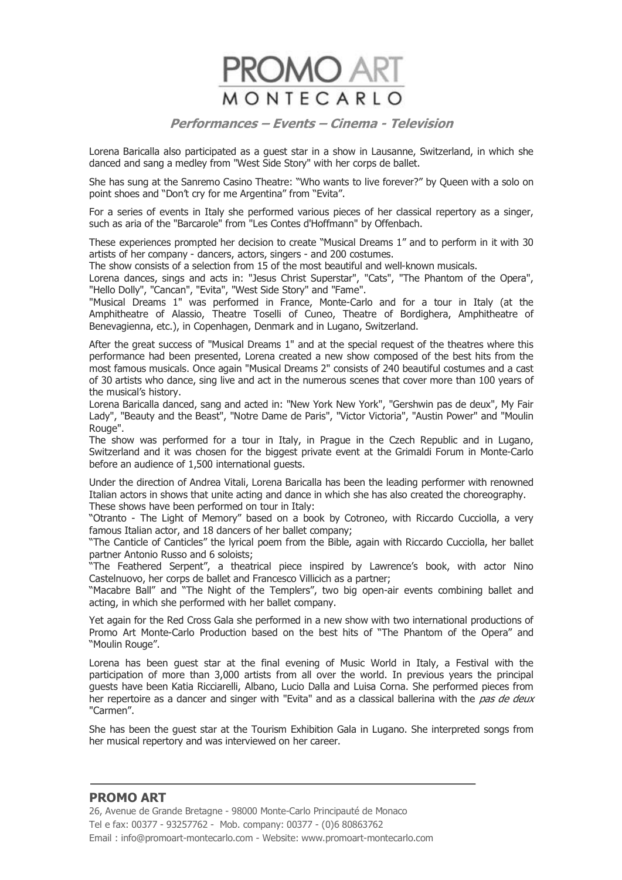Lorena Baricalla also participated as a guest star in a show in Lausanne, Switzerland, in which she danced and sang a medley from "West Side Story" with her corps de ballet.

She has sung at the Sanremo Casino Theatre: "Who wants to live forever?" by Queen with a solo on point shoes and "Don't cry for me Argentina" from "Evita".

For a series of events in Italy she performed various pieces of her classical repertory as a singer, such as aria of the "Barcarole" from "Les Contes d'Hoffmann" by Offenbach.

These experiences prompted her decision to create "Musical Dreams 1" and to perform in it with 30 artists of her company - dancers, actors, singers - and 200 costumes.
The show consists of a selection from 15 of the most beautiful and well-known musicals.
Lorena dances, sings and acts in: "Jesus Christ Superstar", "Cats", "The Phantom of the Opera", "Hello Dolly", "Cancan", "Evita", "West Side Story" and "Fame".
"Musical Dreams 1" was performed in France, Monte-Carlo and for a tour in Italy (at the Amphitheatre of Alassio, Theatre Toselli of Cuneo, Theatre of Bordighera, Amphitheatre of Benevagienna, etc.), in Copenhagen, Denmark and in Lugano, Switzerland.

After the great success of "Musical Dreams 1" and at the special request of the theatres where this performance had been presented, Lorena created a new show composed of the best hits from the most famous musicals. Once again "Musical Dreams 2" consists of 240 beautiful costumes and a cast of 30 artists who dance, sing live and act in the numerous scenes that cover more than 100 years of the musical's history.
Lorena Baricalla danced, sang and acted in: "New York New York", "Gershwin pas de deux", My Fair Lady", "Beauty and the Beast", "Notre Dame de Paris", "Victor Victoria", "Austin Power" and "Moulin Rouge".
The show was performed for a tour in Italy, in Prague in the Czech Republic and in Lugano, Switzerland and it was chosen for the biggest private event at the Grimaldi Forum in Monte-Carlo before an audience of 1,500 international guests.

Under the direction of Andrea Vitali, Lorena Baricalla has been the leading performer with renowned Italian actors in shows that unite acting and dance in which she has also created the choreography.
These shows have been performed on tour in Italy:
"Otranto - The Light of Memory" based on a book by Cotroneo, with Riccardo Cucciolla, a very famous Italian actor, and 18 dancers of her ballet company;
"The Canticle of Canticles" the lyrical poem from the Bible, again with Riccardo Cucciolla, her ballet partner Antonio Russo and 6 soloists;
"The Feathered Serpent", a theatrical piece inspired by Lawrence's book, with actor Nino Castelnuovo, her corps de ballet and Francesco Villicich as a partner;
"Macabre Ball" and "The Night of the Templers", two big open-air events combining ballet and acting, in which she performed with her ballet company.

Yet again for the Red Cross Gala she performed in a new show with two international productions of Promo Art Monte-Carlo Production based on the best hits of "The Phantom of the Opera" and "Moulin Rouge".

Lorena has been guest star at the final evening of Music World in Italy, a Festival with the participation of more than 3,000 artists from all over the world. In previous years the principal guests have been Katia Ricciarelli, Albano, Lucio Dalla and Luisa Corna. She performed pieces from her repertoire as a dancer and singer with "Evita" and as a classical ballerina with the *pas de deux* "Carmen".

She has been the guest star at the Tourism Exhibition Gala in Lugano. She interpreted songs from her musical repertory and was interviewed on her career.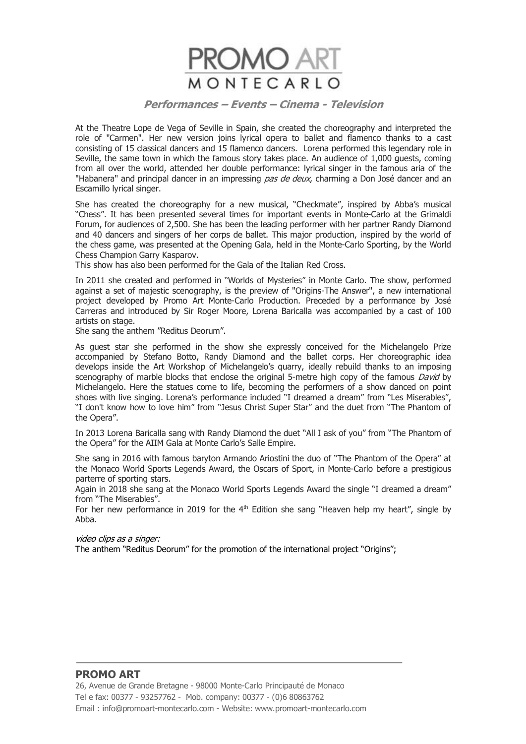At the Theatre Lope de Vega of Seville in Spain, she created the choreography and interpreted the role of "Carmen". Her new version joins lyrical opera to ballet and flamenco thanks to a cast consisting of 15 classical dancers and 15 flamenco dancers. Lorena performed this legendary role in Seville, the same town in which the famous story takes place. An audience of 1,000 guests, coming from all over the world, attended her double performance: lyrical singer in the famous aria of the "Habanera" and principal dancer in an impressing *pas de deux*, charming a Don José dancer and an Escamillo lyrical singer.

She has created the choreography for a new musical, "Checkmate", inspired by Abba's musical "Chess". It has been presented several times for important events in Monte-Carlo at the Grimaldi Forum, for audiences of 2,500. She has been the leading performer with her partner Randy Diamond and 40 dancers and singers of her corps de ballet. This major production, inspired by the world of the chess game, was presented at the Opening Gala, held in the Monte-Carlo Sporting, by the World Chess Champion Garry Kasparov.
This show has also been performed for the Gala of the Italian Red Cross.

In 2011 she created and performed in "Worlds of Mysteries" in Monte Carlo. The show, performed against a set of majestic scenography, is the preview of "Origins-The Answer", a new international project developed by Promo Art Monte-Carlo Production. Preceded by a performance by José Carreras and introduced by Sir Roger Moore, Lorena Baricalla was accompanied by a cast of 100 artists on stage.
She sang the anthem "Reditus Deorum".

As guest star she performed in the show she expressly conceived for the Michelangelo Prize accompanied by Stefano Botto, Randy Diamond and the ballet corps. Her choreographic idea develops inside the Art Workshop of Michelangelo's quarry, ideally rebuild thanks to an imposing scenography of marble blocks that enclose the original 5-metre high copy of the famous *David* by Michelangelo. Here the statues come to life, becoming the performers of a show danced on point shoes with live singing. Lorena's performance included "I dreamed a dream" from "Les Miserables", "I don't know how to love him" from "Jesus Christ Super Star" and the duet from "The Phantom of the Opera".

In 2013 Lorena Baricalla sang with Randy Diamond the duet "All I ask of you" from "The Phantom of the Opera" for the AIIM Gala at Monte Carlo's Salle Empire.

She sang in 2016 with famous baryton Armando Ariostini the duo of "The Phantom of the Opera" at the Monaco World Sports Legends Award, the Oscars of Sport, in Monte-Carlo before a prestigious parterre of sporting stars.
Again in 2018 she sang at the Monaco World Sports Legends Award the single "I dreamed a dream" from "The Miserables".
For her new performance in 2019 for the 4th Edition she sang "Heaven help my heart", single by Abba.

*video clips as a singer:*
The anthem "Reditus Deorum" for the promotion of the international project "Origins";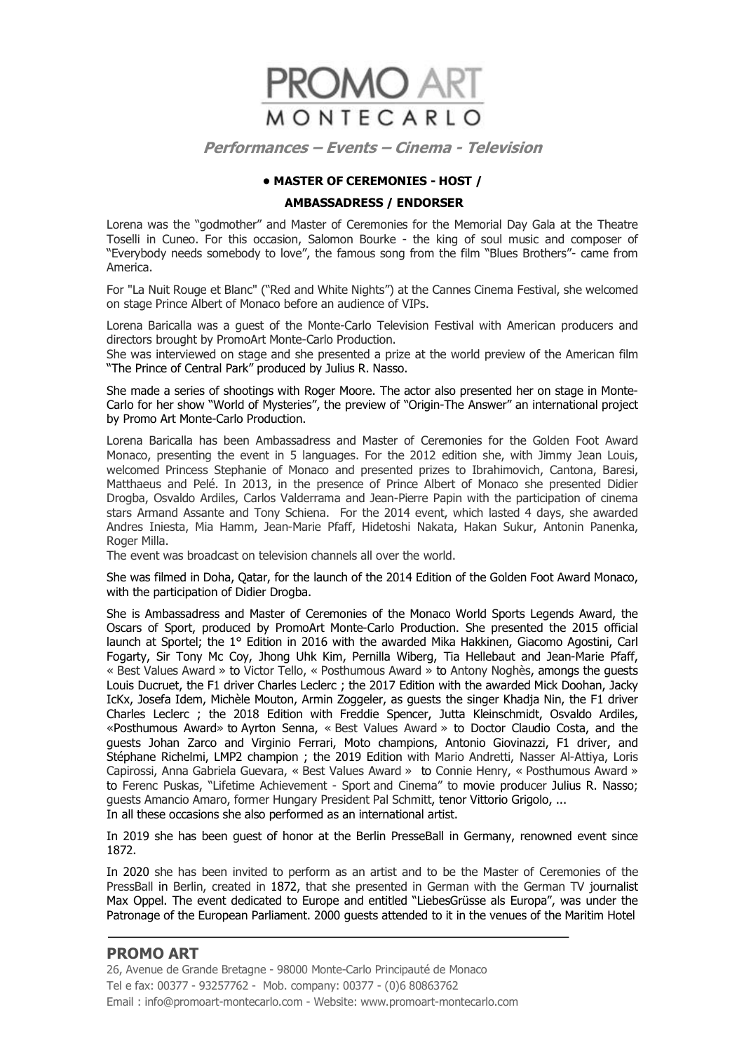# PROMO ART MONTECARLO

***Performances – Events – Cinema - Television***

**• MASTER OF CEREMONIES - HOST /**

**AMBASSADRESS / ENDORSER**

Lorena was the "godmother" and Master of Ceremonies for the Memorial Day Gala at the Theatre Toselli in Cuneo. For this occasion, Salomon Bourke - the king of soul music and composer of "Everybody needs somebody to love", the famous song from the film "Blues Brothers"- came from America.

For "La Nuit Rouge et Blanc" ("Red and White Nights") at the Cannes Cinema Festival, she welcomed on stage Prince Albert of Monaco before an audience of VIPs.

Lorena Baricalla was a guest of the Monte-Carlo Television Festival with American producers and directors brought by PromoArt Monte-Carlo Production.
She was interviewed on stage and she presented a prize at the world preview of the American film "The Prince of Central Park" produced by Julius R. Nasso.

She made a series of shootings with Roger Moore. The actor also presented her on stage in Monte-Carlo for her show "World of Mysteries", the preview of "Origin-The Answer" an international project by Promo Art Monte-Carlo Production.

Lorena Baricalla has been Ambassadress and Master of Ceremonies for the Golden Foot Award Monaco, presenting the event in 5 languages. For the 2012 edition she, with Jimmy Jean Louis, welcomed Princess Stephanie of Monaco and presented prizes to Ibrahimovich, Cantona, Baresi, Matthaeus and Pelé. In 2013, in the presence of Prince Albert of Monaco she presented Didier Drogba, Osvaldo Ardiles, Carlos Valderrama and Jean-Pierre Papin with the participation of cinema stars Armand Assante and Tony Schiena. For the 2014 event, which lasted 4 days, she awarded Andres Iniesta, Mia Hamm, Jean-Marie Pfaff, Hidetoshi Nakata, Hakan Sukur, Antonin Panenka, Roger Milla.
The event was broadcast on television channels all over the world.

She was filmed in Doha, Qatar, for the launch of the 2014 Edition of the Golden Foot Award Monaco, with the participation of Didier Drogba.

She is Ambassadress and Master of Ceremonies of the Monaco World Sports Legends Award, the Oscars of Sport, produced by PromoArt Monte-Carlo Production. She presented the 2015 official launch at Sportel; the 1° Edition in 2016 with the awarded Mika Hakkinen, Giacomo Agostini, Carl Fogarty, Sir Tony Mc Coy, Jhong Uhk Kim, Pernilla Wiberg, Tia Hellebaut and Jean-Marie Pfaff, « Best Values Award » to Victor Tello, « Posthumous Award » to Antony Noghès, amongs the guests Louis Ducruet, the F1 driver Charles Leclerc ; the 2017 Edition with the awarded Mick Doohan, Jacky IcKx, Josefa Idem, Michèle Mouton, Armin Zoggeler, as guests the singer Khadja Nin, the F1 driver Charles Leclerc ; the 2018 Edition with Freddie Spencer, Jutta Kleinschmidt, Osvaldo Ardiles, «Posthumous Award» to Ayrton Senna, « Best Values Award » to Doctor Claudio Costa, and the guests Johan Zarco and Virginio Ferrari, Moto champions, Antonio Giovinazzi, F1 driver, and Stéphane Richelmi, LMP2 champion ; the 2019 Edition with Mario Andretti, Nasser Al-Attiya, Loris Capirossi, Anna Gabriela Guevara, « Best Values Award » to Connie Henry, « Posthumous Award » to Ferenc Puskas, "Lifetime Achievement - Sport and Cinema" to movie producer Julius R. Nasso; guests Amancio Amaro, former Hungary President Pal Schmitt, tenor Vittorio Grigolo, ...
In all these occasions she also performed as an international artist.

In 2019 she has been guest of honor at the Berlin PresseBall in Germany, renowned event since 1872.

In 2020 she has been invited to perform as an artist and to be the Master of Ceremonies of the PressBall in Berlin, created in 1872, that she presented in German with the German TV journalist Max Oppel. The event dedicated to Europe and entitled "LiebesGrüsse als Europa", was under the Patronage of the European Parliament. 2000 guests attended to it in the venues of the Maritim Hotel

**PROMO ART**

26, Avenue de Grande Bretagne - 98000 Monte-Carlo Principauté de Monaco
Tel e fax: 00377 - 93257762 - Mob. company: 00377 - (0)6 80863762
Email : info@promoart-montecarlo.com - Website: www.promoart-montecarlo.com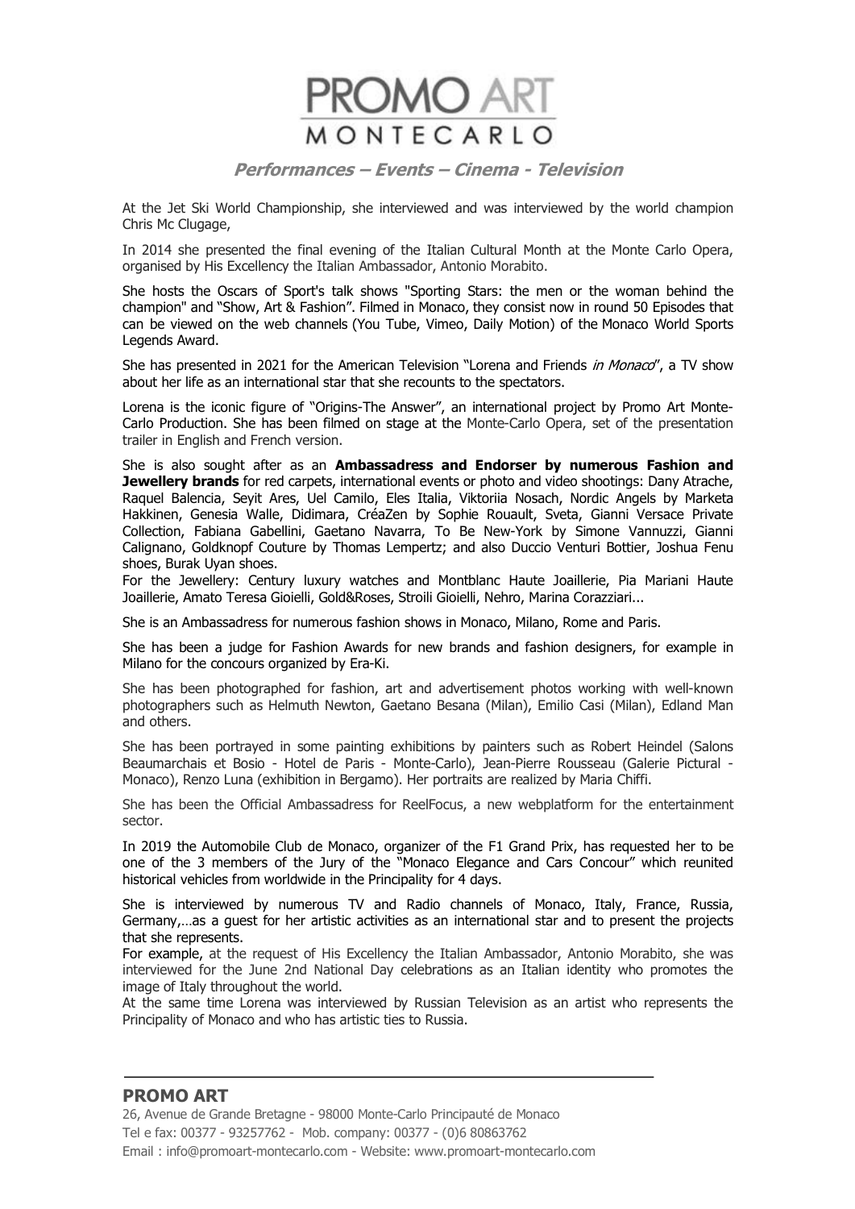# PROMO ART MONTECARLO

***Performances – Events – Cinema - Television***

At the Jet Ski World Championship, she interviewed and was interviewed by the world champion Chris Mc Clugage,

In 2014 she presented the final evening of the Italian Cultural Month at the Monte Carlo Opera, organised by His Excellency the Italian Ambassador, Antonio Morabito.

She hosts the Oscars of Sport's talk shows "Sporting Stars: the men or the woman behind the champion" and "Show, Art & Fashion". Filmed in Monaco, they consist now in round 50 Episodes that can be viewed on the web channels (You Tube, Vimeo, Daily Motion) of the Monaco World Sports Legends Award.

She has presented in 2021 for the American Television "Lorena and Friends *in Monaco*", a TV show about her life as an international star that she recounts to the spectators.

Lorena is the iconic figure of "Origins-The Answer", an international project by Promo Art Monte-Carlo Production. She has been filmed on stage at the Monte-Carlo Opera, set of the presentation trailer in English and French version.

She is also sought after as an **Ambassadress and Endorser by numerous Fashion and Jewellery brands** for red carpets, international events or photo and video shootings: Dany Atrache, Raquel Balencia, Seyit Ares, Uel Camilo, Eles Italia, Viktoriia Nosach, Nordic Angels by Marketa Hakkinen, Genesia Walle, Didimara, CréaZen by Sophie Rouault, Sveta, Gianni Versace Private Collection, Fabiana Gabellini, Gaetano Navarra, To Be New-York by Simone Vannuzzi, Gianni Calignano, Goldknopf Couture by Thomas Lempertz; and also Duccio Venturi Bottier, Joshua Fenu shoes, Burak Uyan shoes.
For the Jewellery: Century luxury watches and Montblanc Haute Joaillerie, Pia Mariani Haute Joaillerie, Amato Teresa Gioielli, Gold&Roses, Stroili Gioielli, Nehro, Marina Corazziari...

She is an Ambassadress for numerous fashion shows in Monaco, Milano, Rome and Paris.

She has been a judge for Fashion Awards for new brands and fashion designers, for example in Milano for the concours organized by Era-Ki.

She has been photographed for fashion, art and advertisement photos working with well-known photographers such as Helmuth Newton, Gaetano Besana (Milan), Emilio Casi (Milan), Edland Man and others.

She has been portrayed in some painting exhibitions by painters such as Robert Heindel (Salons Beaumarchais et Bosio - Hotel de Paris - Monte-Carlo), Jean-Pierre Rousseau (Galerie Pictural - Monaco), Renzo Luna (exhibition in Bergamo). Her portraits are realized by Maria Chiffi.

She has been the Official Ambassadress for ReelFocus, a new webplatform for the entertainment sector.

In 2019 the Automobile Club de Monaco, organizer of the F1 Grand Prix, has requested her to be one of the 3 members of the Jury of the "Monaco Elegance and Cars Concour" which reunited historical vehicles from worldwide in the Principality for 4 days.

She is interviewed by numerous TV and Radio channels of Monaco, Italy, France, Russia, Germany,…as a guest for her artistic activities as an international star and to present the projects that she represents.
For example, at the request of His Excellency the Italian Ambassador, Antonio Morabito, she was interviewed for the June 2nd National Day celebrations as an Italian identity who promotes the image of Italy throughout the world.
At the same time Lorena was interviewed by Russian Television as an artist who represents the Principality of Monaco and who has artistic ties to Russia.

**PROMO ART**
26, Avenue de Grande Bretagne - 98000 Monte-Carlo Principauté de Monaco
Tel e fax: 00377 - 93257762 - Mob. company: 00377 - (0)6 80863762
Email : info@promoart-montecarlo.com - Website: www.promoart-montecarlo.com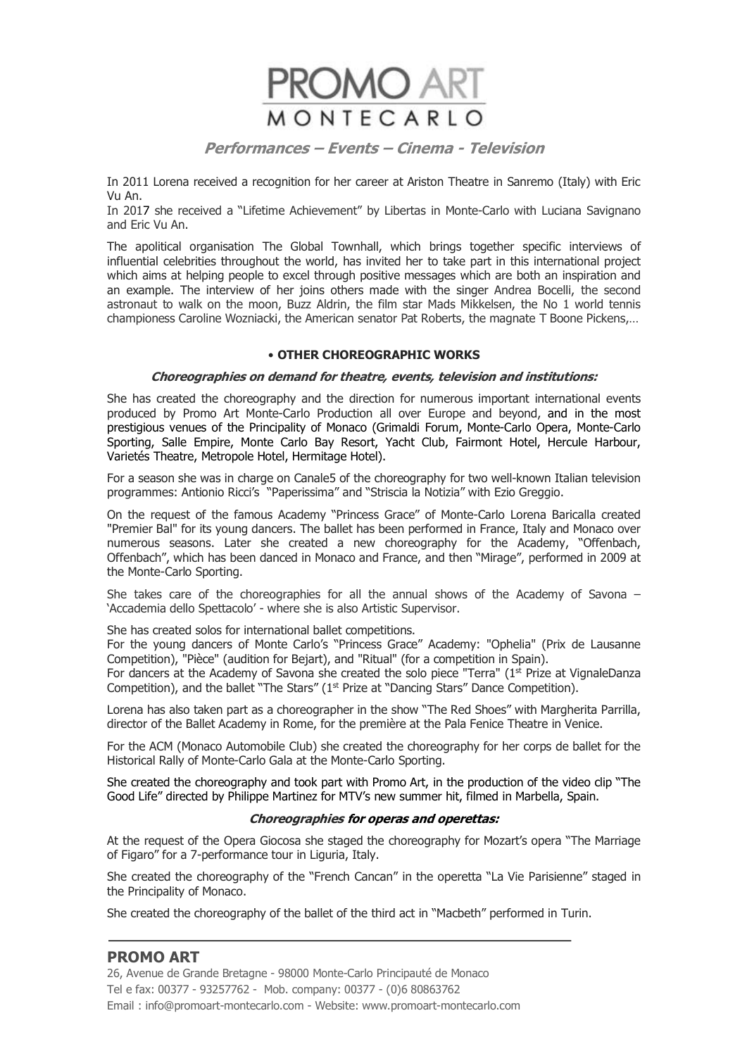In 2011 Lorena received a recognition for her career at Ariston Theatre in Sanremo (Italy) with Eric Vu An.
In 2017 she received a "Lifetime Achievement" by Libertas in Monte-Carlo with Luciana Savignano and Eric Vu An.

The apolitical organisation The Global Townhall, which brings together specific interviews of influential celebrities throughout the world, has invited her to take part in this international project which aims at helping people to excel through positive messages which are both an inspiration and an example. The interview of her joins others made with the singer Andrea Bocelli, the second astronaut to walk on the moon, Buzz Aldrin, the film star Mads Mikkelsen, the No 1 world tennis championess Caroline Wozniacki, the American senator Pat Roberts, the magnate T Boone Pickens,…

### • OTHER CHOREOGRAPHIC WORKS

#### *Choreographies on demand for theatre, events, television and institutions:*

She has created the choreography and the direction for numerous important international events produced by Promo Art Monte-Carlo Production all over Europe and beyond, and in the most prestigious venues of the Principality of Monaco (Grimaldi Forum, Monte-Carlo Opera, Monte-Carlo Sporting, Salle Empire, Monte Carlo Bay Resort, Yacht Club, Fairmont Hotel, Hercule Harbour, Variétés Theatre, Metropole Hotel, Hermitage Hotel).

For a season she was in charge on Canale5 of the choreography for two well-known Italian television programmes: Antonio Ricci's "Paperissima" and "Striscia la Notizia" with Ezio Greggio.

On the request of the famous Academy "Princess Grace" of Monte-Carlo Lorena Baricalla created "Premier Bal" for its young dancers. The ballet has been performed in France, Italy and Monaco over numerous seasons. Later she created a new choreography for the Academy, "Offenbach, Offenbach", which has been danced in Monaco and France, and then "Mirage", performed in 2009 at the Monte-Carlo Sporting.

She takes care of the choreographies for all the annual shows of the Academy of Savona – 'Accademia dello Spettacolo' - where she is also Artistic Supervisor.

She has created solos for international ballet competitions.
For the young dancers of Monte Carlo's "Princess Grace" Academy: "Ophelia" (Prix de Lausanne Competition), "Pièce" (audition for Bejart), and "Ritual" (for a competition in Spain).
For dancers at the Academy of Savona she created the solo piece "Terra" (1st Prize at VignaleDanza Competition), and the ballet "The Stars" (1st Prize at "Dancing Stars" Dance Competition).

Lorena has also taken part as a choreographer in the show "The Red Shoes" with Margherita Parrilla, director of the Ballet Academy in Rome, for the première at the Pala Fenice Theatre in Venice.

For the ACM (Monaco Automobile Club) she created the choreography for her corps de ballet for the Historical Rally of Monte-Carlo Gala at the Monte-Carlo Sporting.

She created the choreography and took part with Promo Art, in the production of the video clip "The Good Life" directed by Philippe Martinez for MTV's new summer hit, filmed in Marbella, Spain.

#### *Choreographies for operas and operettas:*

At the request of the Opera Giocosa she staged the choreography for Mozart's opera "The Marriage of Figaro" for a 7-performance tour in Liguria, Italy.

She created the choreography of the "French Cancan" in the operetta "La Vie Parisienne" staged in the Principality of Monaco.

She created the choreography of the ballet of the third act in "Macbeth" performed in Turin.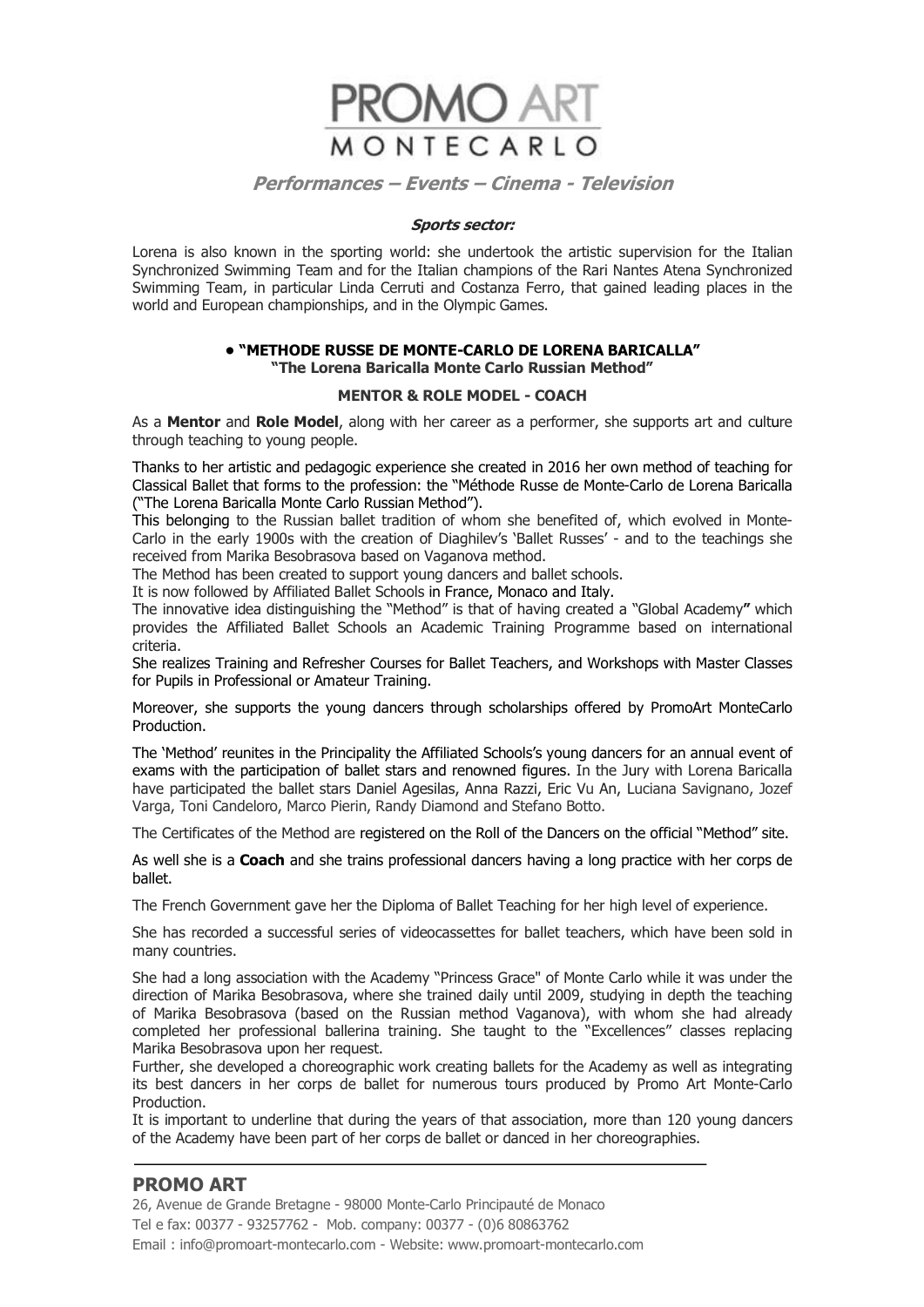**Sports sector:**

Lorena is also known in the sporting world: she undertook the artistic supervision for the Italian Synchronized Swimming Team and for the Italian champions of the Rari Nantes Atena Synchronized Swimming Team, in particular Linda Cerruti and Costanza Ferro, that gained leading places in the world and European championships, and in the Olympic Games.

### • "METHODE RUSSE DE MONTE-CARLO DE LORENA BARICALLA"
**"The Lorena Baricalla Monte Carlo Russian Method"**

**MENTOR & ROLE MODEL - COACH**

As a **Mentor** and **Role Model**, along with her career as a performer, she supports art and culture through teaching to young people.

Thanks to her artistic and pedagogic experience she created in 2016 her own method of teaching for Classical Ballet that forms to the profession: the "Méthode Russe de Monte-Carlo de Lorena Baricalla ("The Lorena Baricalla Monte Carlo Russian Method").
This belonging to the Russian ballet tradition of whom she benefited of, which evolved in Monte-Carlo in the early 1900s with the creation of Diaghilev's 'Ballet Russes' - and to the teachings she received from Marika Besobrasova based on Vaganova method.
The Method has been created to support young dancers and ballet schools.
It is now followed by Affiliated Ballet Schools in France, Monaco and Italy.
The innovative idea distinguishing the "Method" is that of having created a "Global Academy**"** which provides the Affiliated Ballet Schools an Academic Training Programme based on international criteria.
She realizes Training and Refresher Courses for Ballet Teachers, and Workshops with Master Classes for Pupils in Professional or Amateur Training.

Moreover, she supports the young dancers through scholarships offered by PromoArt MonteCarlo Production.

The 'Method' reunites in the Principality the Affiliated Schools's young dancers for an annual event of exams with the participation of ballet stars and renowned figures. In the Jury with Lorena Baricalla have participated the ballet stars Daniel Agesilas, Anna Razzi, Eric Vu An, Luciana Savignano, Jozef Varga, Toni Candeloro, Marco Pierin, Randy Diamond and Stefano Botto.

The Certificates of the Method are registered on the Roll of the Dancers on the official "Method" site.

As well she is a **Coach** and she trains professional dancers having a long practice with her corps de ballet.

The French Government gave her the Diploma of Ballet Teaching for her high level of experience.

She has recorded a successful series of videocassettes for ballet teachers, which have been sold in many countries.

She had a long association with the Academy "Princess Grace" of Monte Carlo while it was under the direction of Marika Besobrasova, where she trained daily until 2009, studying in depth the teaching of Marika Besobrasova (based on the Russian method Vaganova), with whom she had already completed her professional ballerina training. She taught to the "Excellences" classes replacing Marika Besobrasova upon her request.
Further, she developed a choreographic work creating ballets for the Academy as well as integrating its best dancers in her corps de ballet for numerous tours produced by Promo Art Monte-Carlo Production.
It is important to underline that during the years of that association, more than 120 young dancers of the Academy have been part of her corps de ballet or danced in her choreographies.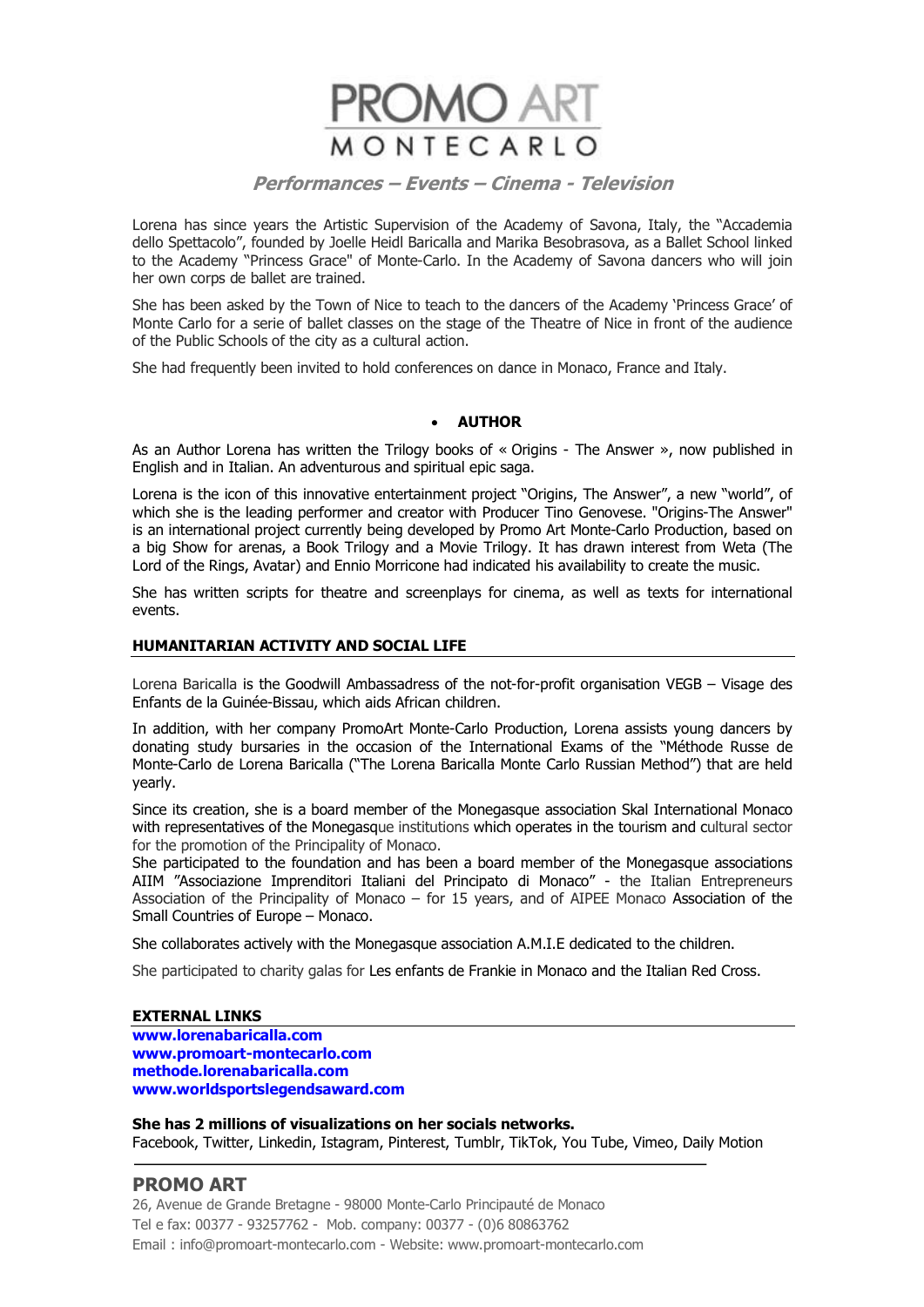# PROMO ART
## MONTECARLO

***Performances – Events – Cinema - Television***

Lorena has since years the Artistic Supervision of the Academy of Savona, Italy, the "Accademia dello Spettacolo", founded by Joelle Heidl Baricalla and Marika Besobrasova, as a Ballet School linked to the Academy "Princess Grace" of Monte-Carlo. In the Academy of Savona dancers who will join her own corps de ballet are trained.

She has been asked by the Town of Nice to teach to the dancers of the Academy 'Princess Grace' of Monte Carlo for a serie of ballet classes on the stage of the Theatre of Nice in front of the audience of the Public Schools of the city as a cultural action.

She had frequently been invited to hold conferences on dance in Monaco, France and Italy.

- **AUTHOR**

As an Author Lorena has written the Trilogy books of « Origins - The Answer », now published in English and in Italian. An adventurous and spiritual epic saga.

Lorena is the icon of this innovative entertainment project "Origins, The Answer", a new "world", of which she is the leading performer and creator with Producer Tino Genovese. "Origins-The Answer" is an international project currently being developed by Promo Art Monte-Carlo Production, based on a big Show for arenas, a Book Trilogy and a Movie Trilogy. It has drawn interest from Weta (The Lord of the Rings, Avatar) and Ennio Morricone had indicated his availability to create the music.

She has written scripts for theatre and screenplays for cinema, as well as texts for international events.

## HUMANITARIAN ACTIVITY AND SOCIAL LIFE

Lorena Baricalla is the Goodwill Ambassadress of the not-for-profit organisation VEGB – Visage des Enfants de la Guinée-Bissau, which aids African children.

In addition, with her company PromoArt Monte-Carlo Production, Lorena assists young dancers by donating study bursaries in the occasion of the International Exams of the "Méthode Russe de Monte-Carlo de Lorena Baricalla ("The Lorena Baricalla Monte Carlo Russian Method") that are held yearly.

Since its creation, she is a board member of the Monegasque association Skal International Monaco with representatives of the Monegasque institutions which operates in the tourism and cultural sector for the promotion of the Principality of Monaco.

She participated to the foundation and has been a board member of the Monegasque associations AIIM "Associazione Imprenditori Italiani del Principato di Monaco" - the Italian Entrepreneurs Association of the Principality of Monaco – for 15 years, and of AIPEE Monaco Association of the Small Countries of Europe – Monaco.

She collaborates actively with the Monegasque association A.M.I.E dedicated to the children.

She participated to charity galas for Les enfants de Frankie in Monaco and the Italian Red Cross.

## EXTERNAL LINKS

**www.lorenabaricalla.com**
**www.promoart-montecarlo.com**
**methode.lorenabaricalla.com**
**www.worldsportslegendsaward.com**

**She has 2 millions of visualizations on her socials networks.**
Facebook, Twitter, Linkedin, Istagram, Pinterest, Tumblr, TikTok, You Tube, Vimeo, Daily Motion

## PROMO ART

26, Avenue de Grande Bretagne - 98000 Monte-Carlo Principauté de Monaco
Tel e fax: 00377 - 93257762 - Mob. company: 00377 - (0)6 80863762
Email : info@promoart-montecarlo.com - Website: www.promoart-montecarlo.com